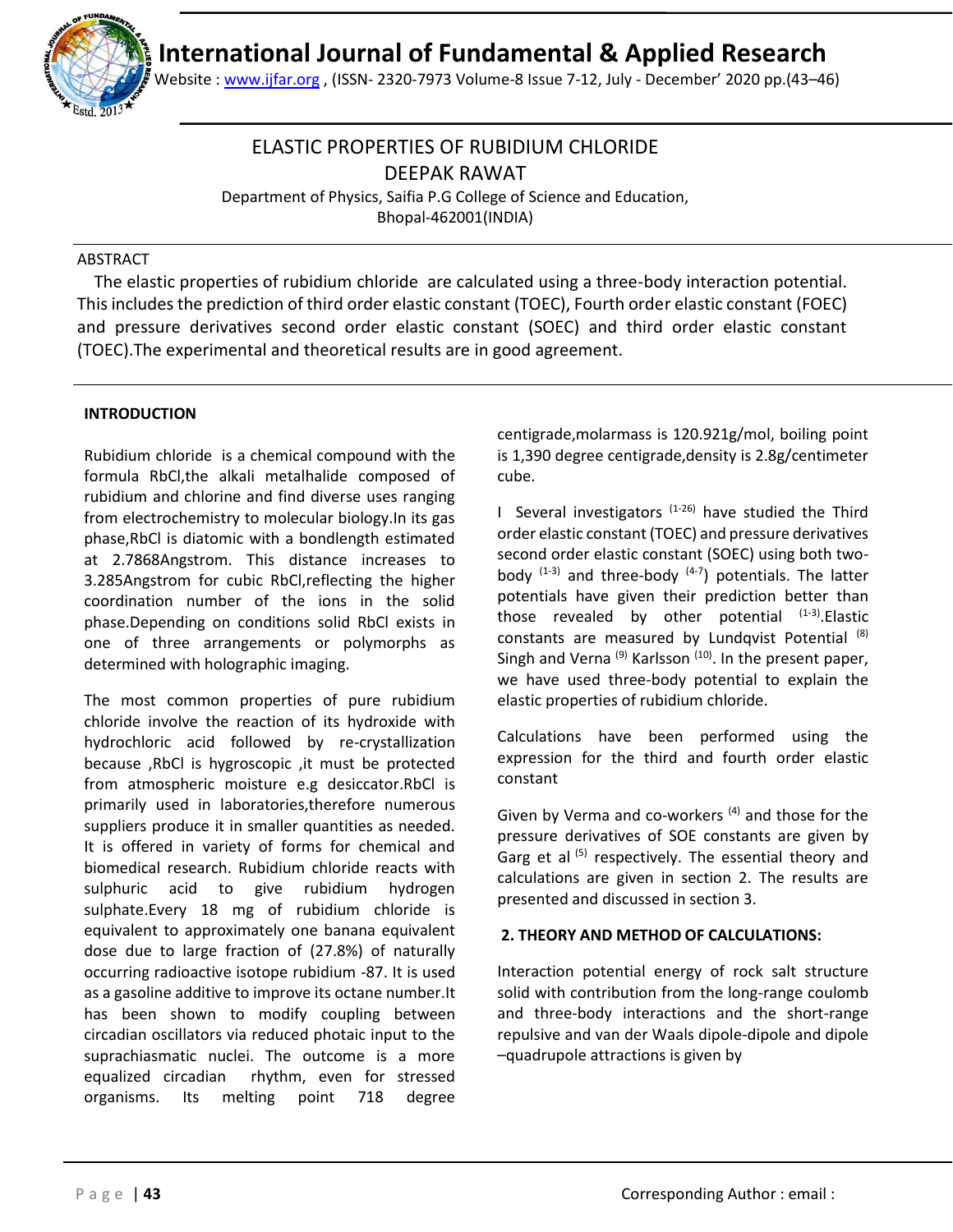# ELASTIC PROPERTIES OF RUBIDIUM CHLORIDE

DEEPAK RAWAT

Department of Physics, Saifia P.G College of Science and Education, Bhopal-462001(INDIA)

## ABSTRACT

The elastic properties of rubidium chloride are calculated using a three-body interaction potential. This includes the prediction of third order elastic constant (TOEC), Fourth order elastic constant (FOEC) and pressure derivatives second order elastic constant (SOEC) and third order elastic constant (TOEC).The experimental and theoretical results are in good agreement.

## INTRODUCTION

Rubidium chloride is a chemical compound with the formula RbCl,the alkali metalhalide composed of rubidium and chlorine and find diverse uses ranging from electrochemistry to molecular biology.In its gas phase,RbCl is diatomic with a bondlength estimated at 2.7868Angstrom. This distance increases to 3.285Angstrom for cubic RbCl,reflecting the higher coordination number of the ions in the solid phase.Depending on conditions solid RbCl exists in one of three arrangements or polymorphs as determined with holographic imaging.

The most common properties of pure rubidium chloride involve the reaction of its hydroxide with hydrochloric acid followed by re-crystallization because ,RbCl is hygroscopic ,it must be protected from atmospheric moisture e.g desiccator.RbCl is primarily used in laboratories,therefore numerous suppliers produce it in smaller quantities as needed. It is offered in variety of forms for chemical and biomedical research. Rubidium chloride reacts with sulphuric acid to give rubidium hydrogen sulphate.Every 18 mg of rubidium chloride is equivalent to approximately one banana equivalent dose due to large fraction of (27.8%) of naturally occurring radioactive isotope rubidium -87. It is used as a gasoline additive to improve its octane number.It has been shown to modify coupling between circadian oscillators via reduced photaic input to the suprachiasmatic nuclei. The outcome is a more equalized circadian rhythm, even for stressed organisms. Its melting point 718 degree centigrade,molarmass is 120.921g/mol, boiling point is 1,390 degree centigrade,density is 2.8g/centimeter cube.

I Several investigators [1-26] have studied the Third order elastic constant (TOEC) and pressure derivatives second order elastic constant (SOEC) using both two-body [1-3] and three-body [4-7]) potentials. The latter potentials have given their prediction better than those revealed by other potential [1-3].Elastic constants are measured by Lundqvist Potential [8] Singh and Verna [9] Karlsson [10]. In the present paper, we have used three-body potential to explain the elastic properties of rubidium chloride.

Calculations have been performed using the expression for the third and fourth order elastic constant

Given by Verma and co-workers [4] and those for the pressure derivatives of SOE constants are given by Garg et al [5] respectively. The essential theory and calculations are given in section 2. The results are presented and discussed in section 3.

## 2. THEORY AND METHOD OF CALCULATIONS:

Interaction potential energy of rock salt structure solid with contribution from the long-range coulomb and three-body interactions and the short-range repulsive and van der Waals dipole-dipole and dipole –quadrupole attractions is given by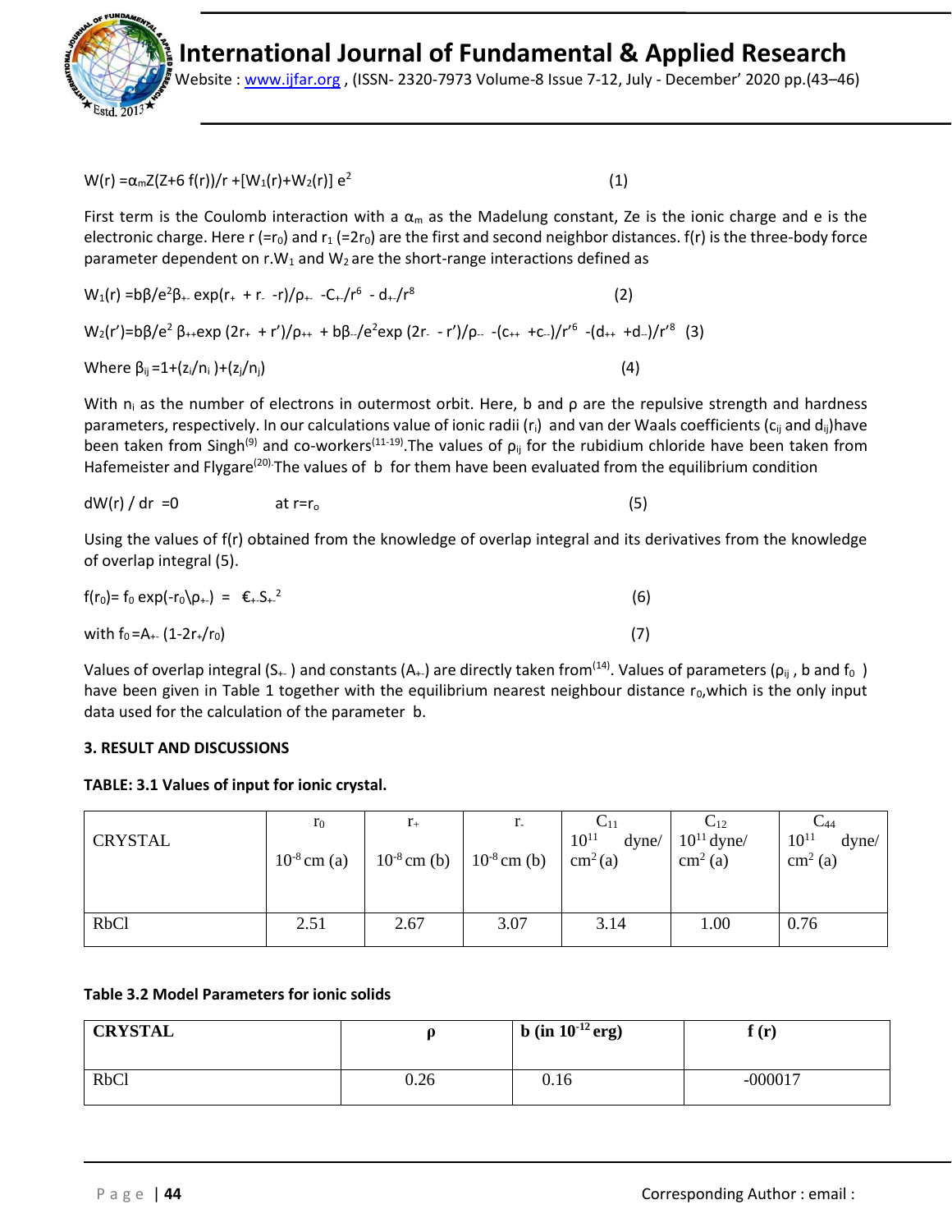$$W(r) = \alpha_m Z(Z+6\, f(r))/r + [W_1(r)+W_2(r)]\, e^2 \tag{1}$$

First term is the Coulomb interaction with a $\alpha_m$ as the Madelung constant, Ze is the ionic charge and e is the electronic charge. Here r (=$r_0$) and $r_1$ (=$2r_0$) are the first and second neighbor distances. f(r) is the three-body force parameter dependent on r.$W_1$ and $W_2$ are the short-range interactions defined as

$$W_1(r) = b\beta/e^2 \beta_{+-} \exp(r_+ + r_- - r)/\rho_{+-} - C_{+-}/r^6 - d_{+-}/r^8 \tag{2}$$

$$W_2(r') = b\beta/e^2\, \beta_{++} \exp(2r_+ + r')/\rho_{++} + b\beta_{--}/e^2 \exp(2r_- - r')/\rho_{--} - (c_{++} + c_{--})/r'^6 - (d_{++} + d_{--})/r'^8 \tag{3}$$

$$\text{Where } \beta_{ij} = 1+(z_i/n_i)+(z_j/n_j) \tag{4}$$

With $n_i$ as the number of electrons in outermost orbit. Here, b and ρ are the repulsive strength and hardness parameters, respectively. In our calculations value of ionic radii ($r_i$) and van der Waals coefficients ($c_{ij}$ and $d_{ij}$)have been taken from Singh[9] and co-workers[11-19].The values of $\rho_{ij}$ for the rubidium chloride have been taken from Hafemeister and Flygare[20].The values of b for them have been evaluated from the equilibrium condition

$$dW(r)/dr = 0 \quad \text{at } r=r_o \tag{5}$$

Using the values of f(r) obtained from the knowledge of overlap integral and its derivatives from the knowledge of overlap integral (5).

$$f(r_0) = f_0 \exp(-r_0 \backslash \rho_{+-}) = €_{+-} S_{+-}^2 \tag{6}$$

$$\text{with } f_0 = A_{+-}(1-2r_+/r_0) \tag{7}$$

Values of overlap integral ($S_{+-}$ ) and constants ($A_{+-}$) are directly taken from[14]. Values of parameters ($\rho_{ij}$ , b and $f_0$ ) have been given in Table 1 together with the equilibrium nearest neighbour distance $r_0$,which is the only input data used for the calculation of the parameter b.

**3. RESULT AND DISCUSSIONS**

**TABLE: 3.1 Values of input for ionic crystal.**

| CRYSTAL | $r_0$ $10^{-8}$ cm (a) | $r_+$ $10^{-8}$ cm (b) | $r_-$ $10^{-8}$ cm (b) | $C_{11}$ $10^{11}$ dyne/ cm$^2$ (a) | $C_{12}$ $10^{11}$ dyne/ cm$^2$ (a) | $C_{44}$ $10^{11}$ dyne/ cm$^2$ (a) |
|---|---|---|---|---|---|---|
| RbCl | 2.51 | 2.67 | 3.07 | 3.14 | 1.00 | 0.76 |

**Table 3.2 Model Parameters for ionic solids**

| **CRYSTAL** | **ρ** | **b (in $10^{-12}$ erg)** | **f (r)** |
|---|---|---|---|
| RbCl | 0.26 | 0.16 | -000017 |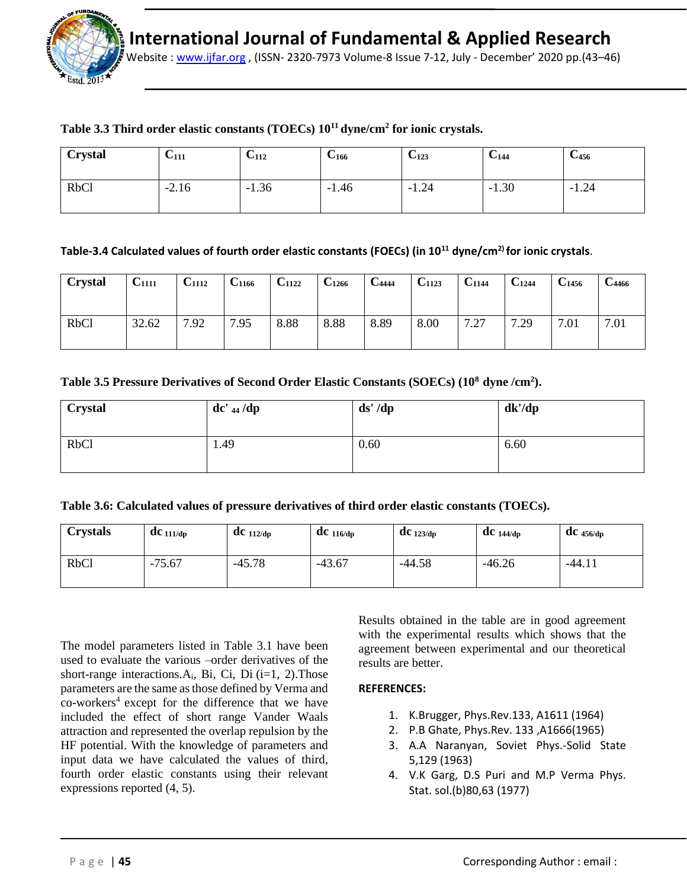**Table 3.3 Third order elastic constants (TOECs) $10^{11}$ dyne/cm$^2$ for ionic crystals.**

| Crystal | $C_{111}$ | $C_{112}$ | $C_{166}$ | $C_{123}$ | $C_{144}$ | $C_{456}$ |
|---|---|---|---|---|---|---|
| RbCl | -2.16 | -1.36 | -1.46 | -1.24 | -1.30 | -1.24 |

**Table-3.4 Calculated values of fourth order elastic constants (FOECs) (in $10^{11}$ dyne/cm$^{2)}$ for ionic crystals**.

| Crystal | $C_{1111}$ | $C_{1112}$ | $C_{1166}$ | $C_{1122}$ | $C_{1266}$ | $C_{4444}$ | $C_{1123}$ | $C_{1144}$ | $C_{1244}$ | $C_{1456}$ | $C_{4466}$ |
|---|---|---|---|---|---|---|---|---|---|---|---|
| RbCl | 32.62 | 7.92 | 7.95 | 8.88 | 8.88 | 8.89 | 8.00 | 7.27 | 7.29 | 7.01 | 7.01 |

**Table 3.5 Pressure Derivatives of Second Order Elastic Constants (SOECs) ($10^8$ dyne /cm$^2$).**

| Crystal | $dc'_{44}/dp$ | ds' /dp | dk'/dp |
|---|---|---|---|
| RbCl | 1.49 | 0.60 | 6.60 |

**Table 3.6: Calculated values of pressure derivatives of third order elastic constants (TOECs).**

| Crystals | $dc_{111/dp}$ | $dc_{112/dp}$ | $dc_{116/dp}$ | $dc_{123/dp}$ | $dc_{144/dp}$ | $dc_{456/dp}$ |
|---|---|---|---|---|---|---|
| RbCl | -75.67 | -45.78 | -43.67 | -44.58 | -46.26 | -44.11 |

The model parameters listed in Table 3.1 have been used to evaluate the various –order derivatives of the short-range interactions.$A_i$, Bi, Ci, Di (i=1, 2).Those parameters are the same as those defined by Verma and co-workers[4] except for the difference that we have included the effect of short range Vander Waals attraction and represented the overlap repulsion by the HF potential. With the knowledge of parameters and input data we have calculated the values of third, fourth order elastic constants using their relevant expressions reported (4, 5).

Results obtained in the table are in good agreement with the experimental results which shows that the agreement between experimental and our theoretical results are better.

**REFERENCES:**

1. K.Brugger, Phys.Rev.133, A1611 (1964)
2. P.B Ghate, Phys.Rev. 133 ,A1666(1965)
3. A.A Naranyan, Soviet Phys.-Solid State 5,129 (1963)
4. V.K Garg, D.S Puri and M.P Verma Phys. Stat. sol.(b)80,63 (1977)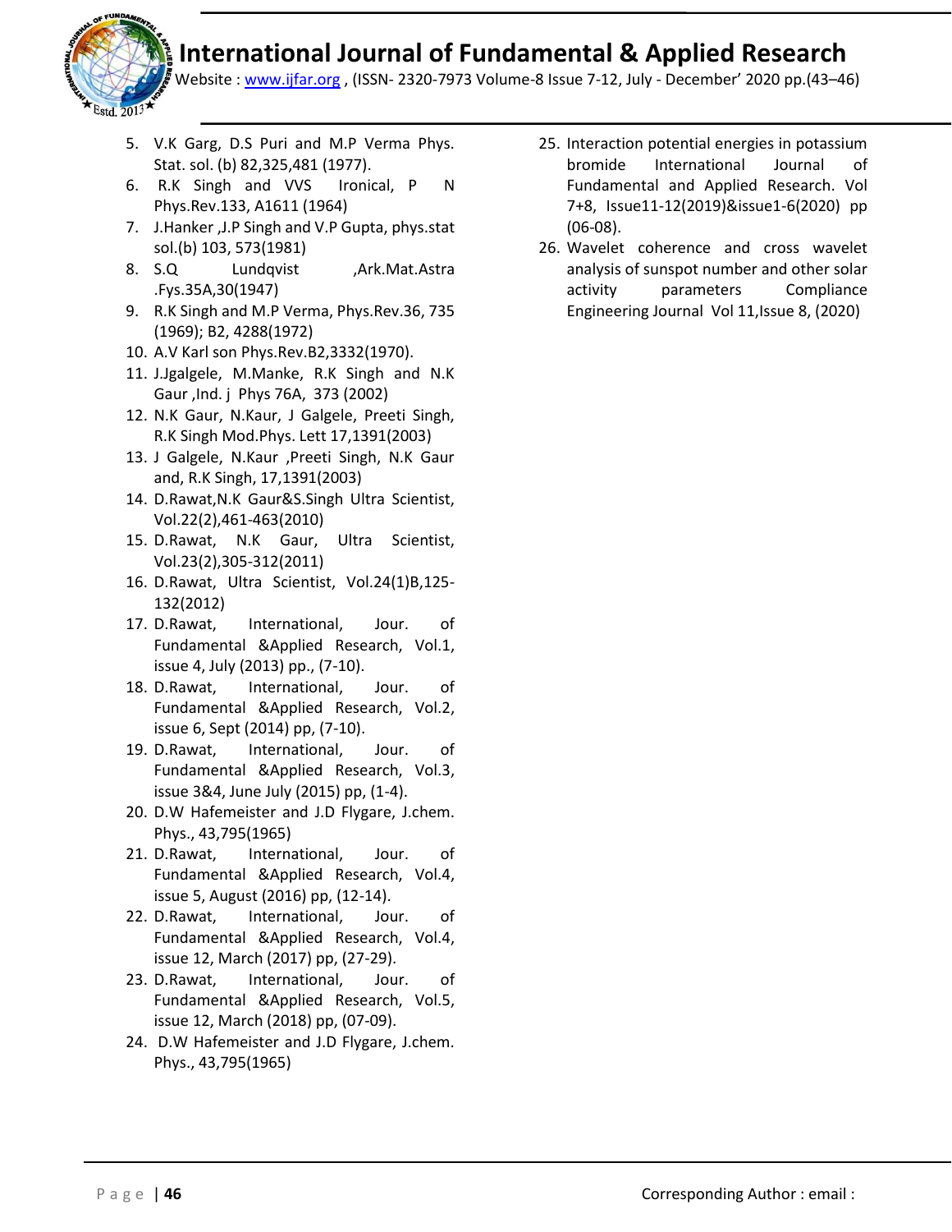5. V.K Garg, D.S Puri and M.P Verma Phys. Stat. sol. (b) 82,325,481 (1977).
6. R.K Singh and VVS Ironical, P N Phys.Rev.133, A1611 (1964)
7. J.Hanker ,J.P Singh and V.P Gupta, phys.stat sol.(b) 103, 573(1981)
8. S.Q Lundqvist ,Ark.Mat.Astra .Fys.35A,30(1947)
9. R.K Singh and M.P Verma, Phys.Rev.36, 735 (1969); B2, 4288(1972)
10. A.V Karl son Phys.Rev.B2,3332(1970).
11. J.Jgalgele, M.Manke, R.K Singh and N.K Gaur ,Ind. j Phys 76A, 373 (2002)
12. N.K Gaur, N.Kaur, J Galgele, Preeti Singh, R.K Singh Mod.Phys. Lett 17,1391(2003)
13. J Galgele, N.Kaur ,Preeti Singh, N.K Gaur and, R.K Singh, 17,1391(2003)
14. D.Rawat,N.K Gaur&S.Singh Ultra Scientist, Vol.22(2),461-463(2010)
15. D.Rawat, N.K Gaur, Ultra Scientist, Vol.23(2),305-312(2011)
16. D.Rawat, Ultra Scientist, Vol.24(1)B,125-132(2012)
17. D.Rawat, International, Jour. of Fundamental &Applied Research, Vol.1, issue 4, July (2013) pp., (7-10).
18. D.Rawat, International, Jour. of Fundamental &Applied Research, Vol.2, issue 6, Sept (2014) pp, (7-10).
19. D.Rawat, International, Jour. of Fundamental &Applied Research, Vol.3, issue 3&4, June July (2015) pp, (1-4).
20. D.W Hafemeister and J.D Flygare, J.chem. Phys., 43,795(1965)
21. D.Rawat, International, Jour. of Fundamental &Applied Research, Vol.4, issue 5, August (2016) pp, (12-14).
22. D.Rawat, International, Jour. of Fundamental &Applied Research, Vol.4, issue 12, March (2017) pp, (27-29).
23. D.Rawat, International, Jour. of Fundamental &Applied Research, Vol.5, issue 12, March (2018) pp, (07-09).
24. D.W Hafemeister and J.D Flygare, J.chem. Phys., 43,795(1965)
25. Interaction potential energies in potassium bromide International Journal of Fundamental and Applied Research. Vol 7+8, Issue11-12(2019)&issue1-6(2020) pp (06-08).
26. Wavelet coherence and cross wavelet analysis of sunspot number and other solar activity parameters Compliance Engineering Journal Vol 11,Issue 8, (2020)